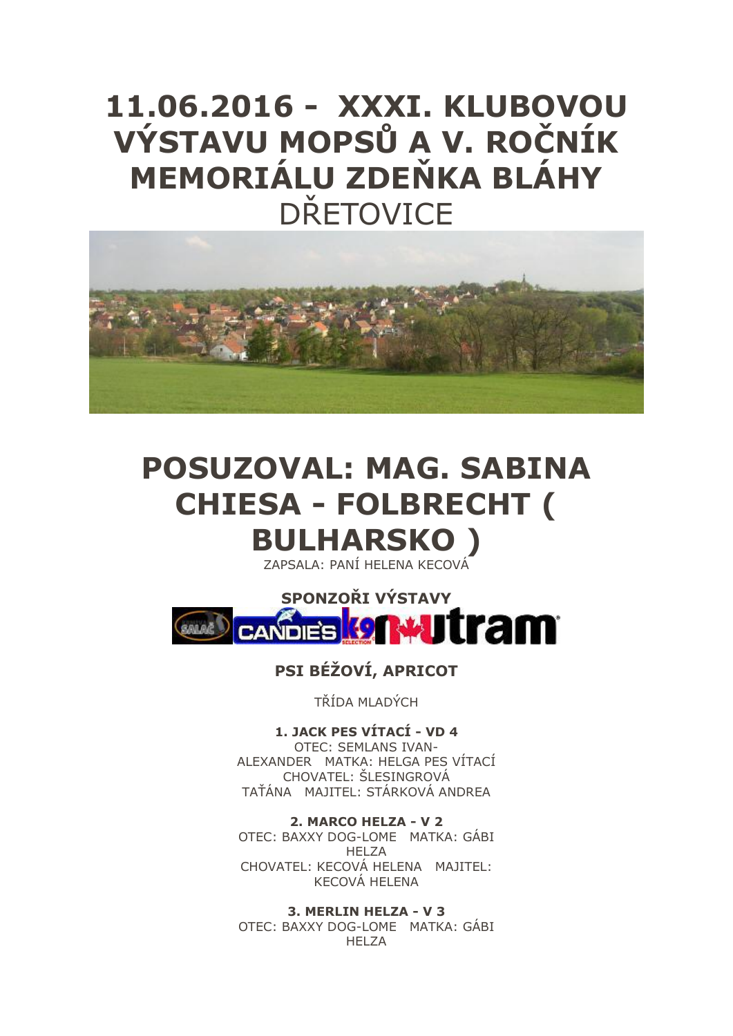# 11.06.2016 - XXXI. KLUBOVOU VÝSTAVU MOPSŮ A V. ROČNÍK MEMORIÁLU ZDEŇKA BLÁHY

DŘETOVICE

# POSUZOVAL: MAG. SABINA CHIESA - FOLBRECHT ( BULHARSKO )

ZAPSALA: PANÍ HELENA KECOVÁ

**SPONZOŘI VÝSTAVY**

## PSI BÉŽOVÍ, APRICOT

TŘÍDA MLADÝCH

**1. JACK PES VÍTACÍ - VD 4**
OTEC: SEMLANS IVAN-ALEXANDER MATKA: HELGA PES VÍTACÍ
CHOVATEL: ŠLESINGROVÁ TAŤÁNA MAJITEL: STÁRKOVÁ ANDREA

**2. MARCO HELZA - V 2**
OTEC: BAXXY DOG-LOME MATKA: GÁBI HELZA
CHOVATEL: KECOVÁ HELENA MAJITEL: KECOVÁ HELENA

**3. MERLIN HELZA - V 3**
OTEC: BAXXY DOG-LOME MATKA: GÁBI HELZA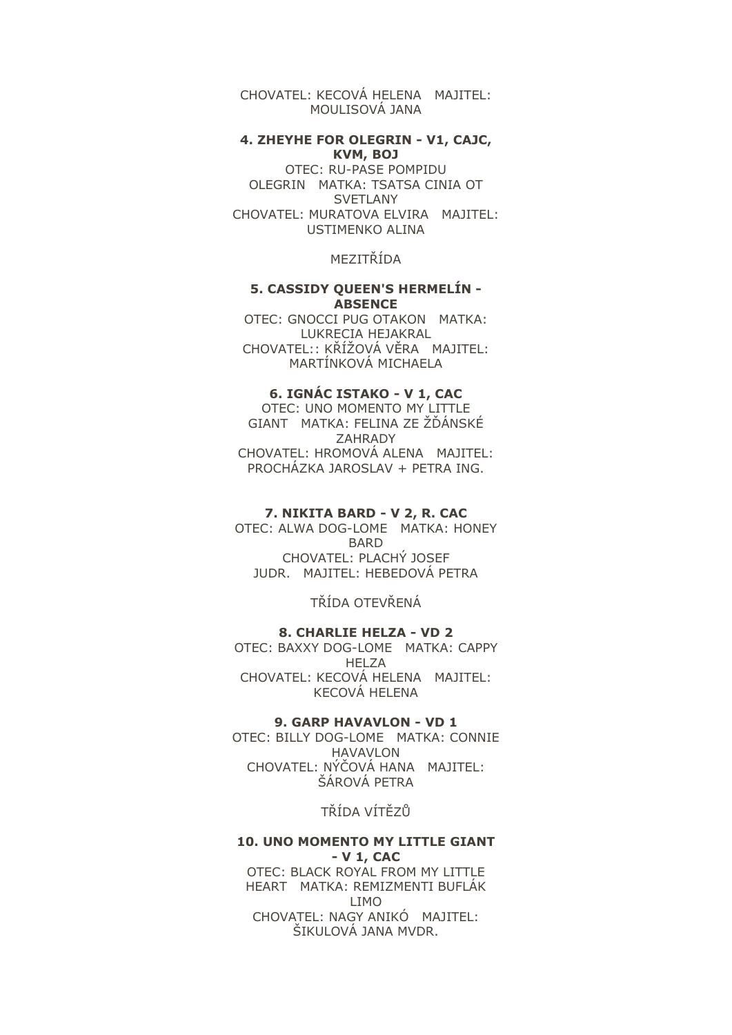CHOVATEL: KECOVÁ HELENA   MAJITEL: MOULISOVÁ JANA

**4. ZHEYHE FOR OLEGRIN - V1, CAJC, KVM, BOJ**

OTEC: RU-PASE POMPIDU OLEGRIN   MATKA: TSATSA CINIA OT SVETLANY
CHOVATEL: MURATOVA ELVIRA   MAJITEL: USTIMENKO ALINA

MEZITŘÍDA

**5. CASSIDY QUEEN'S HERMELÍN - ABSENCE**

OTEC: GNOCCI PUG OTAKON   MATKA: LUKRECIA HEJAKRAL
CHOVATEL:: KŘÍŽOVÁ VĚRA   MAJITEL: MARTÍNKOVÁ MICHAELA

**6. IGNÁC ISTAKO - V 1, CAC**

OTEC: UNO MOMENTO MY LITTLE GIANT   MATKA: FELINA ZE ŽĎÁNSKÉ ZAHRADY
CHOVATEL: HROMOVÁ ALENA   MAJITEL: PROCHÁZKA JAROSLAV + PETRA ING.

**7. NIKITA BARD - V 2, R. CAC**

OTEC: ALWA DOG-LOME   MATKA: HONEY BARD
CHOVATEL: PLACHÝ JOSEF JUDR.   MAJITEL: HEBEDOVÁ PETRA

TŘÍDA OTEVŘENÁ

**8. CHARLIE HELZA - VD 2**

OTEC: BAXXY DOG-LOME   MATKA: CAPPY HELZA
CHOVATEL: KECOVÁ HELENA   MAJITEL: KECOVÁ HELENA

**9. GARP HAVAVLON - VD 1**

OTEC: BILLY DOG-LOME   MATKA: CONNIE HAVAVLON
CHOVATEL: NÝČOVÁ HANA   MAJITEL: ŠÁROVÁ PETRA

TŘÍDA VÍTĚZŮ

**10. UNO MOMENTO MY LITTLE GIANT - V 1, CAC**

OTEC: BLACK ROYAL FROM MY LITTLE HEART   MATKA: REMIZMENTI BUFLÁK LIMO
CHOVATEL: NAGY ANIKÓ   MAJITEL: ŠIKULOVÁ JANA MVDR.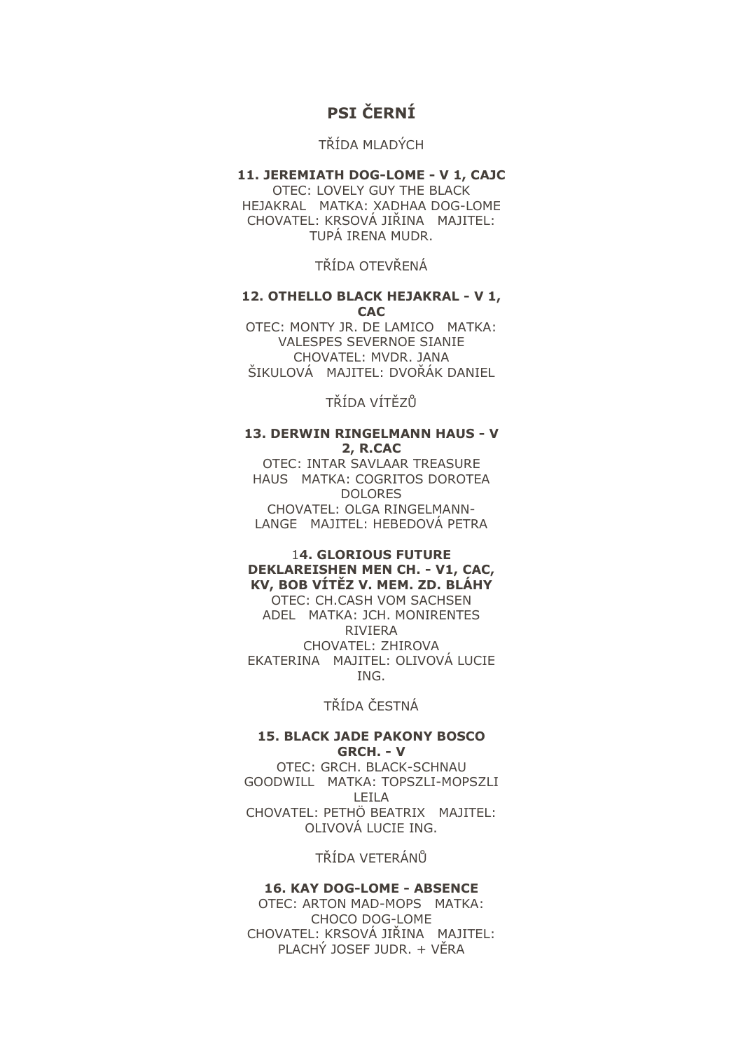# PSI ČERNÍ

TŘÍDA MLADÝCH

**11. JEREMIATH DOG-LOME - V 1, CAJC**

OTEC: LOVELY GUY THE BLACK HEJAKRAL   MATKA: XADHAA DOG-LOME
CHOVATEL: KRSOVÁ JIŘINA   MAJITEL: TUPÁ IRENA MUDR.

TŘÍDA OTEVŘENÁ

**12. OTHELLO BLACK HEJAKRAL - V 1, CAC**

OTEC: MONTY JR. DE LAMICO   MATKA: VALESPES SEVERNOE SIANIE
CHOVATEL: MVDR. JANA ŠIKULOVÁ   MAJITEL: DVOŘÁK DANIEL

TŘÍDA VÍTĚZŮ

**13. DERWIN RINGELMANN HAUS - V 2, R.CAC**

OTEC: INTAR SAVLAAR TREASURE HAUS   MATKA: COGRITOS DOROTEA DOLORES
CHOVATEL: OLGA RINGELMANN-LANGE   MAJITEL: HEBEDOVÁ PETRA

**14. GLORIOUS FUTURE DEKLAREISHEN MEN CH. - V1, CAC, KV, BOB VÍTĚZ V. MEM. ZD. BLÁHY**

OTEC: CH.CASH VOM SACHSEN ADEL   MATKA: JCH. MONIRENTES RIVIERA
CHOVATEL: ZHIROVA EKATERINA   MAJITEL: OLIVOVÁ LUCIE ING.

TŘÍDA ČESTNÁ

**15. BLACK JADE PAKONY BOSCO GRCH. - V**

OTEC: GRCH. BLACK-SCHNAU GOODWILL   MATKA: TOPSZLI-MOPSZLI LEILA
CHOVATEL: PETHÖ BEATRIX   MAJITEL: OLIVOVÁ LUCIE ING.

TŘÍDA VETERÁNŮ

**16. KAY DOG-LOME - ABSENCE**

OTEC: ARTON MAD-MOPS   MATKA: CHOCO DOG-LOME
CHOVATEL: KRSOVÁ JIŘINA   MAJITEL: PLACHÝ JOSEF JUDR. + VĚRA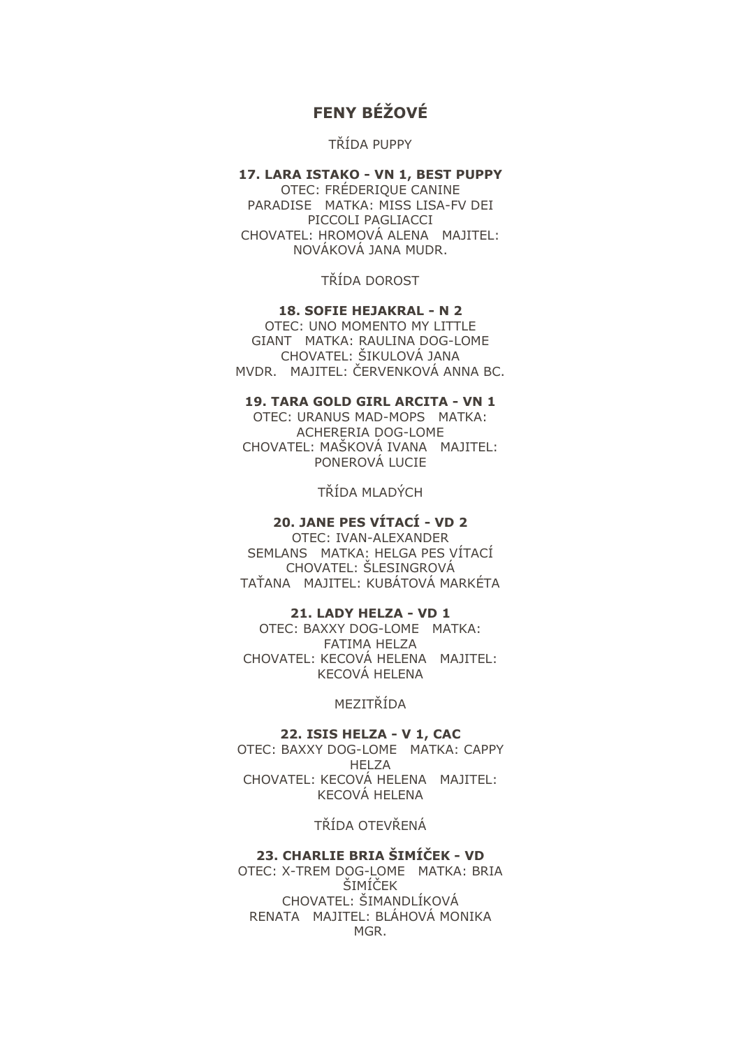## FENY BÉŽOVÉ

TŘÍDA PUPPY

**17. LARA ISTAKO - VN 1, BEST PUPPY**
OTEC: FRÉDERIQUE CANINE PARADISE   MATKA: MISS LISA-FV DEI PICCOLI PAGLIACCI
CHOVATEL: HROMOVÁ ALENA   MAJITEL: NOVÁKOVÁ JANA MUDR.

TŘÍDA DOROST

**18. SOFIE HEJAKRAL - N 2**
OTEC: UNO MOMENTO MY LITTLE GIANT   MATKA: RAULINA DOG-LOME
CHOVATEL: ŠIKULOVÁ JANA MVDR.   MAJITEL: ČERVENKOVÁ ANNA BC.

**19. TARA GOLD GIRL ARCITA - VN 1**
OTEC: URANUS MAD-MOPS   MATKA: ACHERERIA DOG-LOME
CHOVATEL: MAŠKOVÁ IVANA   MAJITEL: PONEROVÁ LUCIE

TŘÍDA MLADÝCH

**20. JANE PES VÍTACÍ - VD 2**
OTEC: IVAN-ALEXANDER SEMLANS   MATKA: HELGA PES VÍTACÍ
CHOVATEL: ŠLESINGROVÁ TAŤANA   MAJITEL: KUBÁTOVÁ MARKÉTA

**21. LADY HELZA - VD 1**
OTEC: BAXXY DOG-LOME   MATKA: FATIMA HELZA
CHOVATEL: KECOVÁ HELENA   MAJITEL: KECOVÁ HELENA

MEZITŘÍDA

**22. ISIS HELZA - V 1, CAC**
OTEC: BAXXY DOG-LOME   MATKA: CAPPY HELZA
CHOVATEL: KECOVÁ HELENA   MAJITEL: KECOVÁ HELENA

TŘÍDA OTEVŘENÁ

**23. CHARLIE BRIA ŠIMÍČEK - VD**
OTEC: X-TREM DOG-LOME   MATKA: BRIA ŠIMÍČEK
CHOVATEL: ŠIMANDLÍKOVÁ RENATA   MAJITEL: BLÁHOVÁ MONIKA MGR.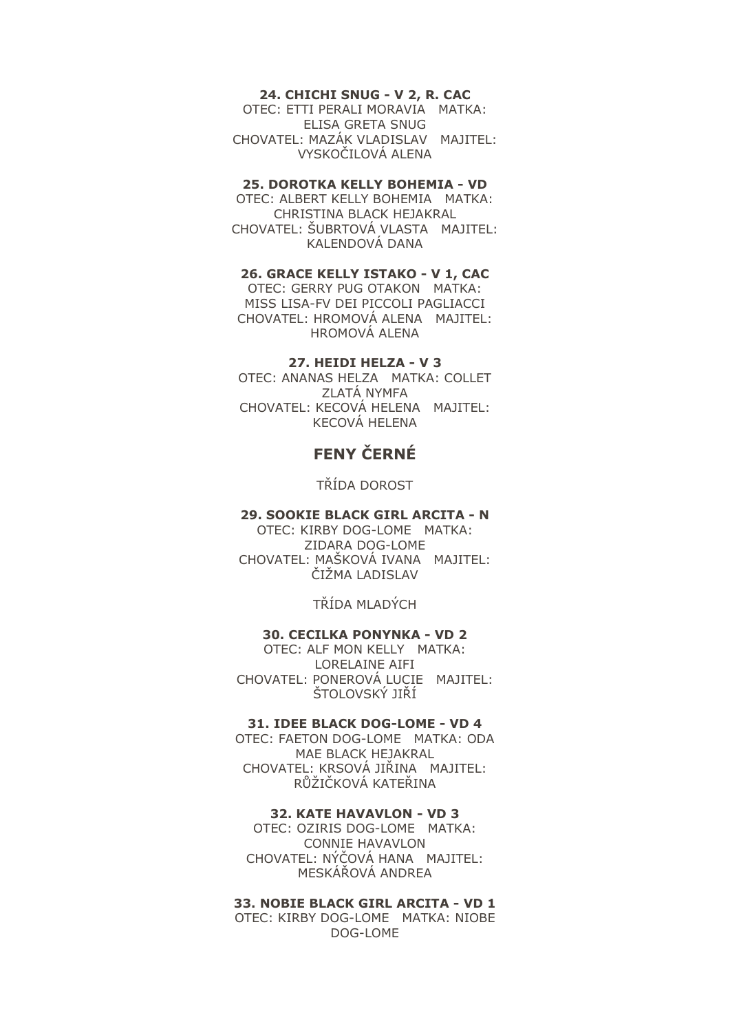**24. CHICHI SNUG - V 2, R. CAC**
OTEC: ETTI PERALI MORAVIA   MATKA: ELISA GRETA SNUG
CHOVATEL: MAZÁK VLADISLAV   MAJITEL: VYSKOČILOVÁ ALENA

**25. DOROTKA KELLY BOHEMIA - VD**
OTEC: ALBERT KELLY BOHEMIA   MATKA: CHRISTINA BLACK HEJAKRAL
CHOVATEL: ŠUBRTOVÁ VLASTA   MAJITEL: KALENDOVÁ DANA

**26. GRACE KELLY ISTAKO - V 1, CAC**
OTEC: GERRY PUG OTAKON   MATKA: MISS LISA-FV DEI PICCOLI PAGLIACCI
CHOVATEL: HROMOVÁ ALENA   MAJITEL: HROMOVÁ ALENA

**27. HEIDI HELZA - V 3**
OTEC: ANANAS HELZA   MATKA: COLLET ZLATÁ NYMFA
CHOVATEL: KECOVÁ HELENA   MAJITEL: KECOVÁ HELENA

## FENY ČERNÉ

TŘÍDA DOROST

**29. SOOKIE BLACK GIRL ARCITA - N**
OTEC: KIRBY DOG-LOME   MATKA: ZIDARA DOG-LOME
CHOVATEL: MAŠKOVÁ IVANA   MAJITEL: ČIŽMA LADISLAV

TŘÍDA MLADÝCH

**30. CECILKA PONYNKA - VD 2**
OTEC: ALF MON KELLY   MATKA: LORELAINE AIFI
CHOVATEL: PONEROVÁ LUCIE   MAJITEL: ŠTOLOVSKÝ JIŘÍ

**31. IDEE BLACK DOG-LOME - VD 4**
OTEC: FAETON DOG-LOME   MATKA: ODA MAE BLACK HEJAKRAL
CHOVATEL: KRSOVÁ JIŘINA   MAJITEL: RŮŽIČKOVÁ KATEŘINA

**32. KATE HAVAVLON - VD 3**
OTEC: OZIRIS DOG-LOME   MATKA: CONNIE HAVAVLON
CHOVATEL: NÝČOVÁ HANA   MAJITEL: MESKÁŘOVÁ ANDREA

**33. NOBIE BLACK GIRL ARCITA - VD 1**
OTEC: KIRBY DOG-LOME   MATKA: NIOBE DOG-LOME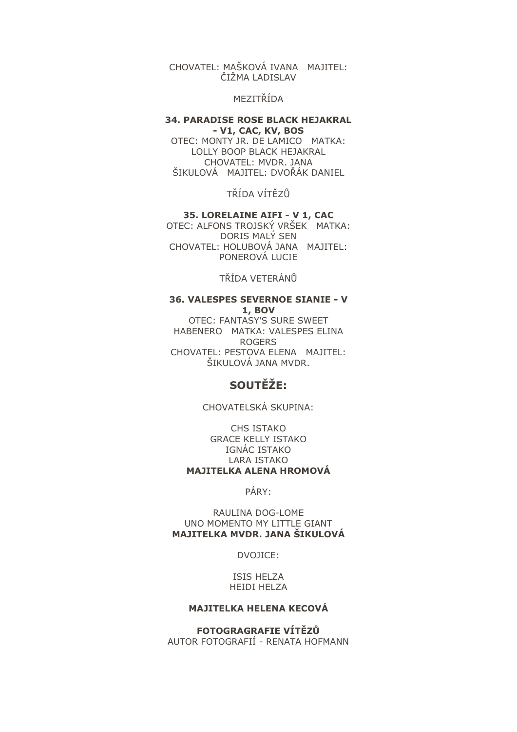CHOVATEL: MAŠKOVÁ IVANA MAJITEL: ČIŽMA LADISLAV

MEZITŘÍDA

**34. PARADISE ROSE BLACK HEJAKRAL - V1, CAC, KV, BOS**
OTEC: MONTY JR. DE LAMICO MATKA: LOLLY BOOP BLACK HEJAKRAL
CHOVATEL: MVDR. JANA ŠIKULOVÁ MAJITEL: DVOŘÁK DANIEL

TŘÍDA VÍTĚZŮ

**35. LORELAINE AIFI - V 1, CAC**
OTEC: ALFONS TROJSKÝ VRŠEK MATKA: DORIS MALÝ SEN
CHOVATEL: HOLUBOVÁ JANA MAJITEL: PONEROVÁ LUCIE

TŘÍDA VETERÁNŮ

**36. VALESPES SEVERNOE SIANIE - V 1, BOV**
OTEC: FANTASY'S SURE SWEET HABENERO MATKA: VALESPES ELINA ROGERS
CHOVATEL: PESTOVA ELENA MAJITEL: ŠIKULOVÁ JANA MVDR.

## SOUTĚŽE:

CHOVATELSKÁ SKUPINA:

CHS ISTAKO
GRACE KELLY ISTAKO
IGNÁC ISTAKO
LARA ISTAKO
**MAJITELKA ALENA HROMOVÁ**

PÁRY:

RAULINA DOG-LOME
UNO MOMENTO MY LITTLE GIANT
**MAJITELKA MVDR. JANA ŠIKULOVÁ**

DVOJICE:

ISIS HELZA
HEIDI HELZA

**MAJITELKA HELENA KECOVÁ**

**FOTOGRAGRAFIE VÍTĚZŮ**
AUTOR FOTOGRAFIÍ - RENATA HOFMANN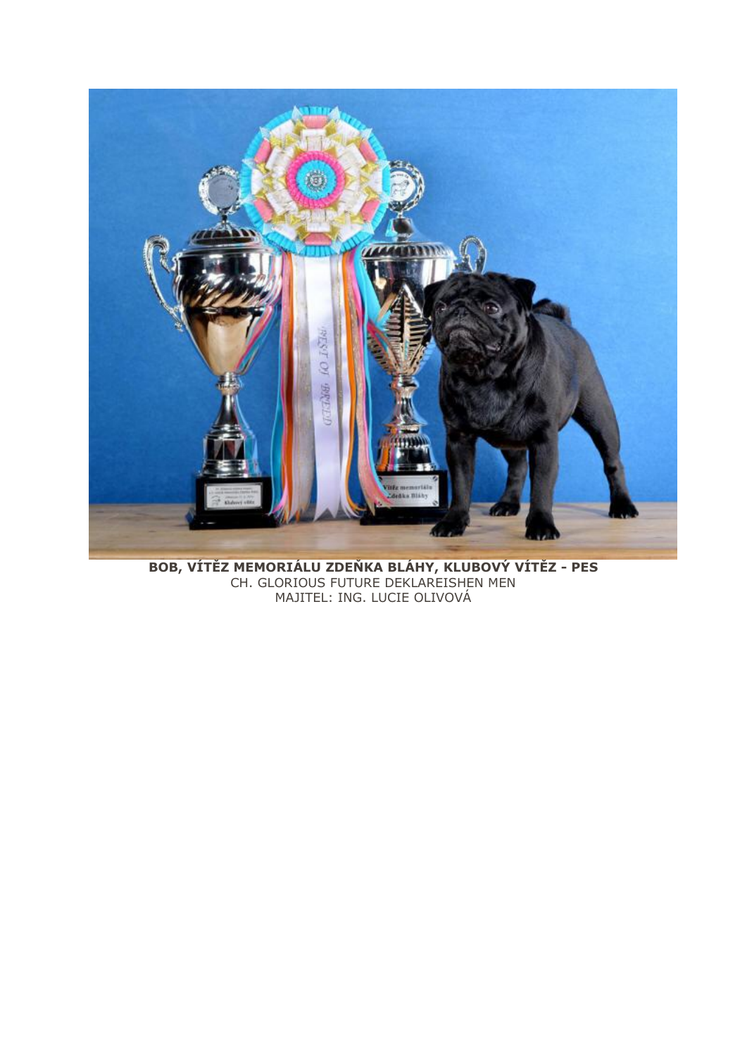**BOB, VÍTĚZ MEMORIÁLU ZDEŇKA BLÁHY, KLUBOVÝ VÍTĚZ - PES**
CH. GLORIOUS FUTURE DEKLAREISHEN MEN
MAJITEL: ING. LUCIE OLIVOVÁ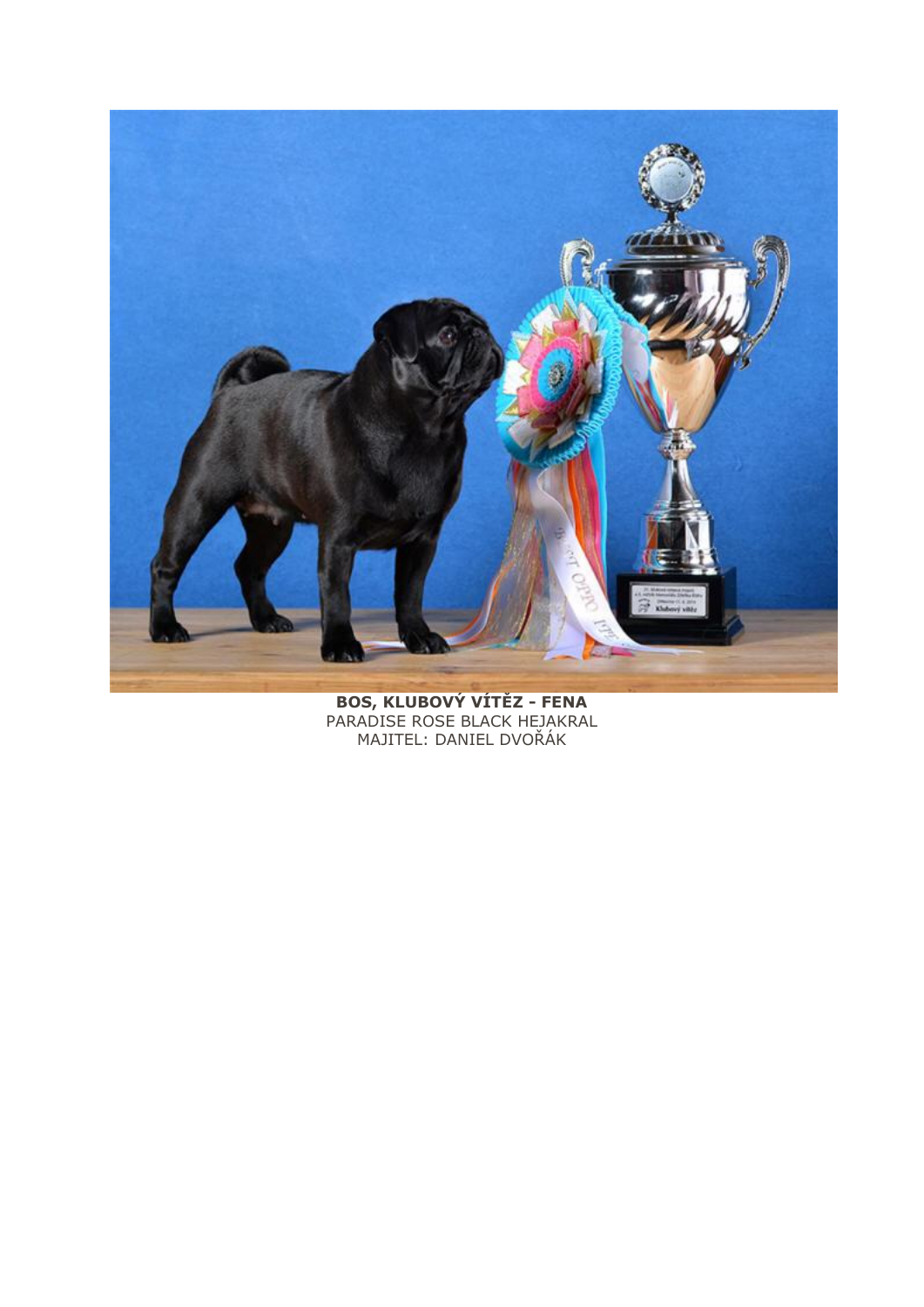**BOS, KLUBOVÝ VÍTĚZ - FENA**
PARADISE ROSE BLACK HEJAKRAL
MAJITEL: DANIEL DVOŘÁK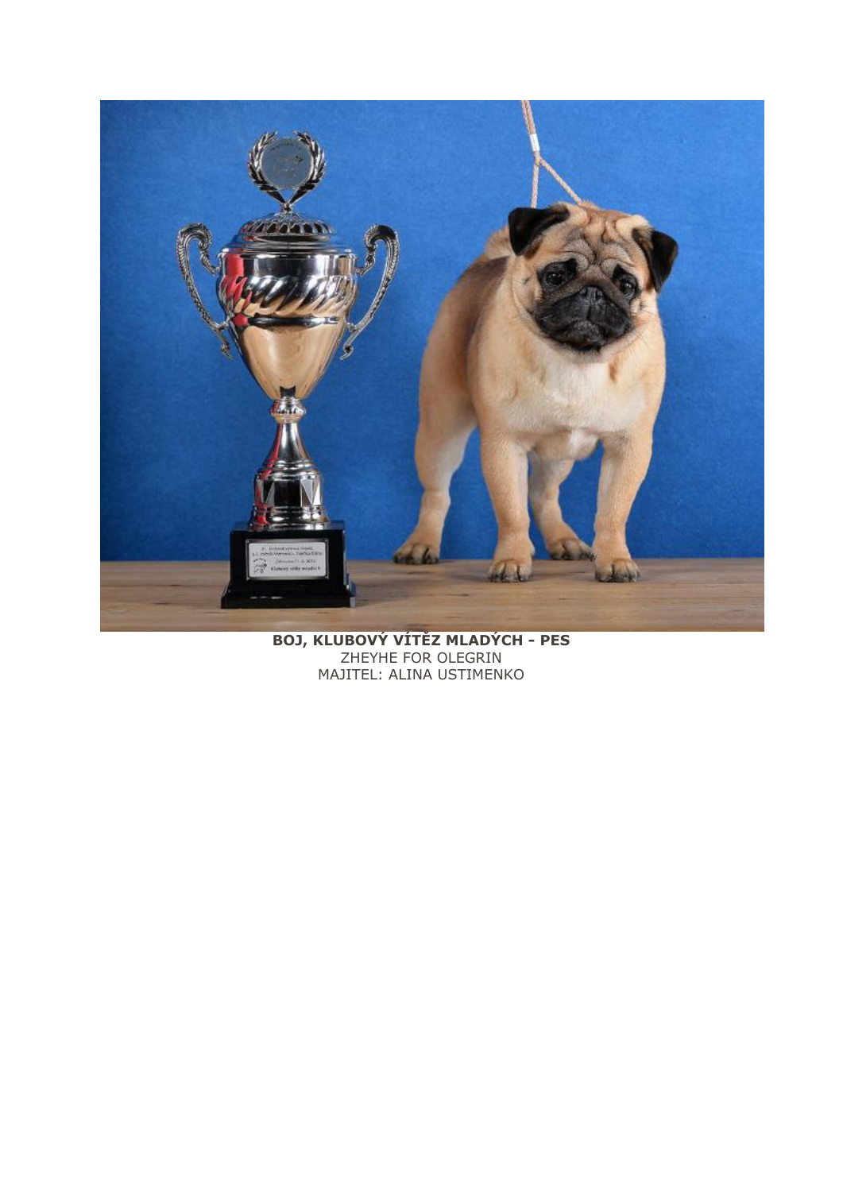**BOJ, KLUBOVÝ VÍTĚZ MLADÝCH - PES**
ZHEYHE FOR OLEGRIN
MAJITEL: ALINA USTIMENKO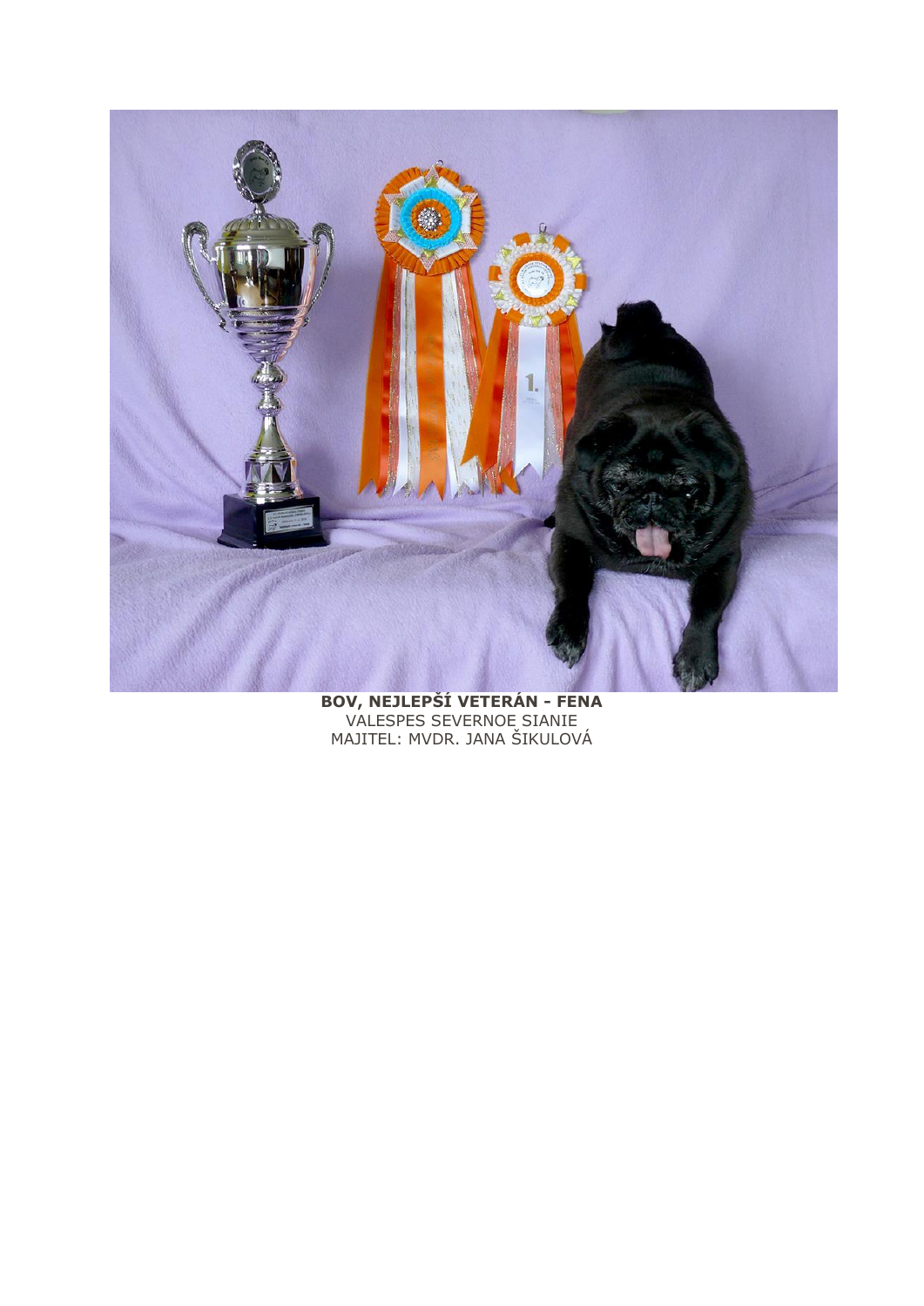**BOV, NEJLEPŠÍ VETERÁN - FENA**
VALESPES SEVERNOE SIANIE
MAJITEL: MVDR. JANA ŠIKULOVÁ